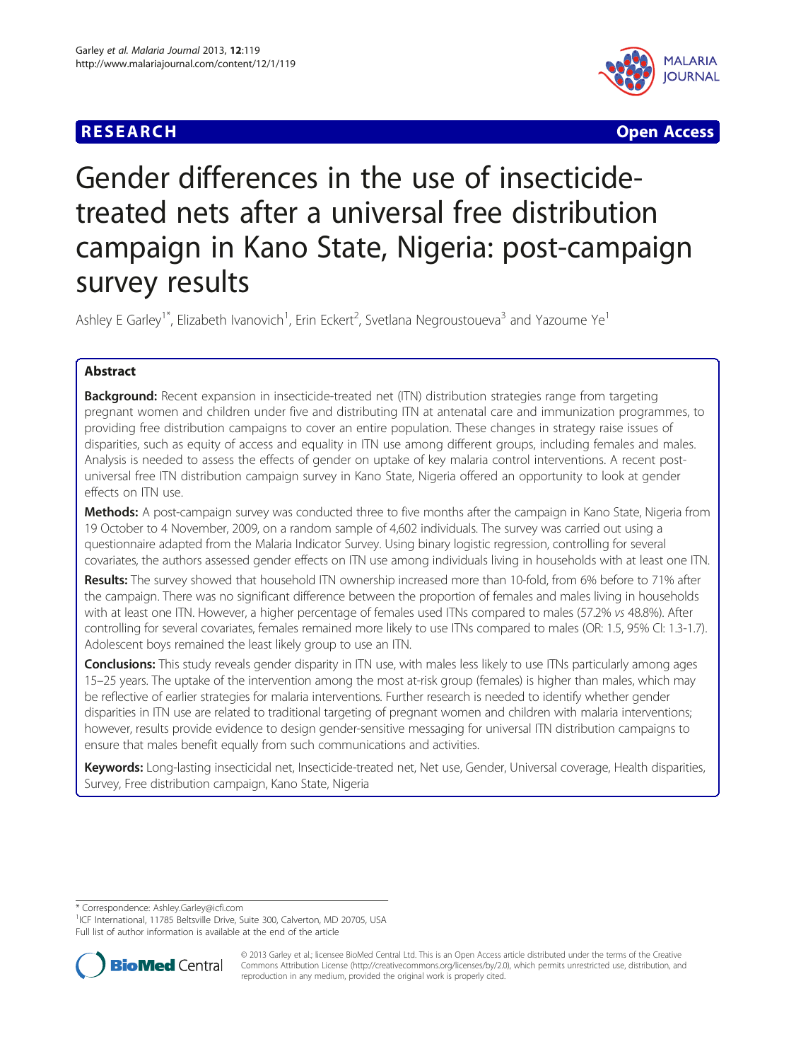**RESEARCH Open Access**

# Gender differences in the use of insecticide-treated nets after a universal free distribution campaign in Kano State, Nigeria: post-campaign survey results

Ashley E Garley[1*], Elizabeth Ivanovich[1], Erin Eckert[2], Svetlana Negroustoueva[3] and Yazoume Ye[1]

## Abstract

**Background:** Recent expansion in insecticide-treated net (ITN) distribution strategies range from targeting pregnant women and children under five and distributing ITN at antenatal care and immunization programmes, to providing free distribution campaigns to cover an entire population. These changes in strategy raise issues of disparities, such as equity of access and equality in ITN use among different groups, including females and males. Analysis is needed to assess the effects of gender on uptake of key malaria control interventions. A recent post-universal free ITN distribution campaign survey in Kano State, Nigeria offered an opportunity to look at gender effects on ITN use.

**Methods:** A post-campaign survey was conducted three to five months after the campaign in Kano State, Nigeria from 19 October to 4 November, 2009, on a random sample of 4,602 individuals. The survey was carried out using a questionnaire adapted from the Malaria Indicator Survey. Using binary logistic regression, controlling for several covariates, the authors assessed gender effects on ITN use among individuals living in households with at least one ITN.

**Results:** The survey showed that household ITN ownership increased more than 10-fold, from 6% before to 71% after the campaign. There was no significant difference between the proportion of females and males living in households with at least one ITN. However, a higher percentage of females used ITNs compared to males (57.2% *vs* 48.8%). After controlling for several covariates, females remained more likely to use ITNs compared to males (OR: 1.5, 95% CI: 1.3-1.7). Adolescent boys remained the least likely group to use an ITN.

**Conclusions:** This study reveals gender disparity in ITN use, with males less likely to use ITNs particularly among ages 15–25 years. The uptake of the intervention among the most at-risk group (females) is higher than males, which may be reflective of earlier strategies for malaria interventions. Further research is needed to identify whether gender disparities in ITN use are related to traditional targeting of pregnant women and children with malaria interventions; however, results provide evidence to design gender-sensitive messaging for universal ITN distribution campaigns to ensure that males benefit equally from such communications and activities.

**Keywords:** Long-lasting insecticidal net, Insecticide-treated net, Net use, Gender, Universal coverage, Health disparities, Survey, Free distribution campaign, Kano State, Nigeria

\* Correspondence: Ashley.Garley@icfi.com
[1]ICF International, 11785 Beltsville Drive, Suite 300, Calverton, MD 20705, USA
Full list of author information is available at the end of the article

© 2013 Garley et al.; licensee BioMed Central Ltd. This is an Open Access article distributed under the terms of the Creative Commons Attribution License (http://creativecommons.org/licenses/by/2.0), which permits unrestricted use, distribution, and reproduction in any medium, provided the original work is properly cited.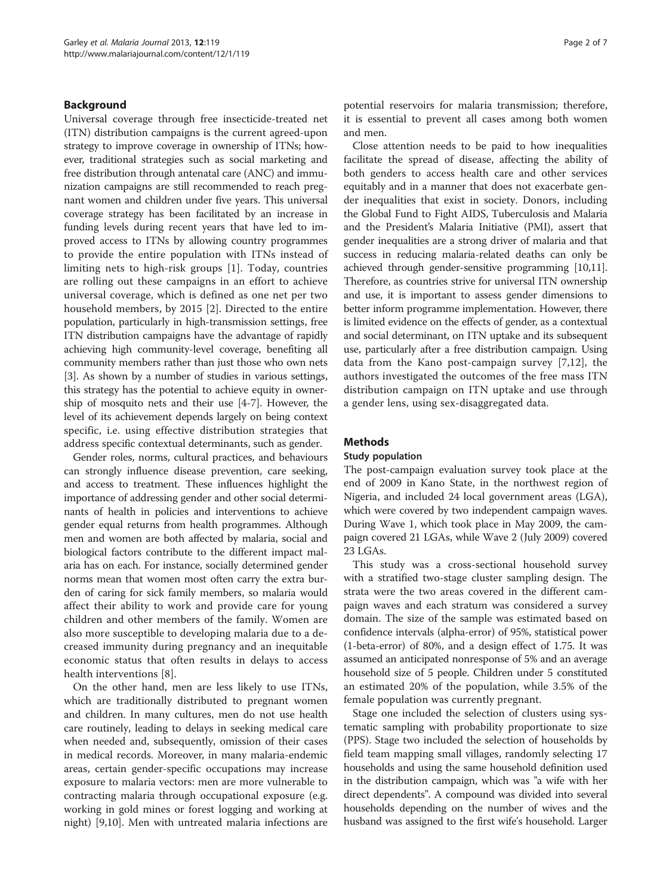## Background

Universal coverage through free insecticide-treated net (ITN) distribution campaigns is the current agreed-upon strategy to improve coverage in ownership of ITNs; however, traditional strategies such as social marketing and free distribution through antenatal care (ANC) and immunization campaigns are still recommended to reach pregnant women and children under five years. This universal coverage strategy has been facilitated by an increase in funding levels during recent years that have led to improved access to ITNs by allowing country programmes to provide the entire population with ITNs instead of limiting nets to high-risk groups [1]. Today, countries are rolling out these campaigns in an effort to achieve universal coverage, which is defined as one net per two household members, by 2015 [2]. Directed to the entire population, particularly in high-transmission settings, free ITN distribution campaigns have the advantage of rapidly achieving high community-level coverage, benefiting all community members rather than just those who own nets [3]. As shown by a number of studies in various settings, this strategy has the potential to achieve equity in ownership of mosquito nets and their use [4-7]. However, the level of its achievement depends largely on being context specific, i.e. using effective distribution strategies that address specific contextual determinants, such as gender.

Gender roles, norms, cultural practices, and behaviours can strongly influence disease prevention, care seeking, and access to treatment. These influences highlight the importance of addressing gender and other social determinants of health in policies and interventions to achieve gender equal returns from health programmes. Although men and women are both affected by malaria, social and biological factors contribute to the different impact malaria has on each. For instance, socially determined gender norms mean that women most often carry the extra burden of caring for sick family members, so malaria would affect their ability to work and provide care for young children and other members of the family. Women are also more susceptible to developing malaria due to a decreased immunity during pregnancy and an inequitable economic status that often results in delays to access health interventions [8].

On the other hand, men are less likely to use ITNs, which are traditionally distributed to pregnant women and children. In many cultures, men do not use health care routinely, leading to delays in seeking medical care when needed and, subsequently, omission of their cases in medical records. Moreover, in many malaria-endemic areas, certain gender-specific occupations may increase exposure to malaria vectors: men are more vulnerable to contracting malaria through occupational exposure (e.g. working in gold mines or forest logging and working at night) [9,10]. Men with untreated malaria infections are potential reservoirs for malaria transmission; therefore, it is essential to prevent all cases among both women and men.

Close attention needs to be paid to how inequalities facilitate the spread of disease, affecting the ability of both genders to access health care and other services equitably and in a manner that does not exacerbate gender inequalities that exist in society. Donors, including the Global Fund to Fight AIDS, Tuberculosis and Malaria and the President's Malaria Initiative (PMI), assert that gender inequalities are a strong driver of malaria and that success in reducing malaria-related deaths can only be achieved through gender-sensitive programming [10,11]. Therefore, as countries strive for universal ITN ownership and use, it is important to assess gender dimensions to better inform programme implementation. However, there is limited evidence on the effects of gender, as a contextual and social determinant, on ITN uptake and its subsequent use, particularly after a free distribution campaign. Using data from the Kano post-campaign survey [7,12], the authors investigated the outcomes of the free mass ITN distribution campaign on ITN uptake and use through a gender lens, using sex-disaggregated data.

## Methods

### Study population

The post-campaign evaluation survey took place at the end of 2009 in Kano State, in the northwest region of Nigeria, and included 24 local government areas (LGA), which were covered by two independent campaign waves. During Wave 1, which took place in May 2009, the campaign covered 21 LGAs, while Wave 2 (July 2009) covered 23 LGAs.

This study was a cross-sectional household survey with a stratified two-stage cluster sampling design. The strata were the two areas covered in the different campaign waves and each stratum was considered a survey domain. The size of the sample was estimated based on confidence intervals (alpha-error) of 95%, statistical power (1-beta-error) of 80%, and a design effect of 1.75. It was assumed an anticipated nonresponse of 5% and an average household size of 5 people. Children under 5 constituted an estimated 20% of the population, while 3.5% of the female population was currently pregnant.

Stage one included the selection of clusters using systematic sampling with probability proportionate to size (PPS). Stage two included the selection of households by field team mapping small villages, randomly selecting 17 households and using the same household definition used in the distribution campaign, which was "a wife with her direct dependents". A compound was divided into several households depending on the number of wives and the husband was assigned to the first wife's household. Larger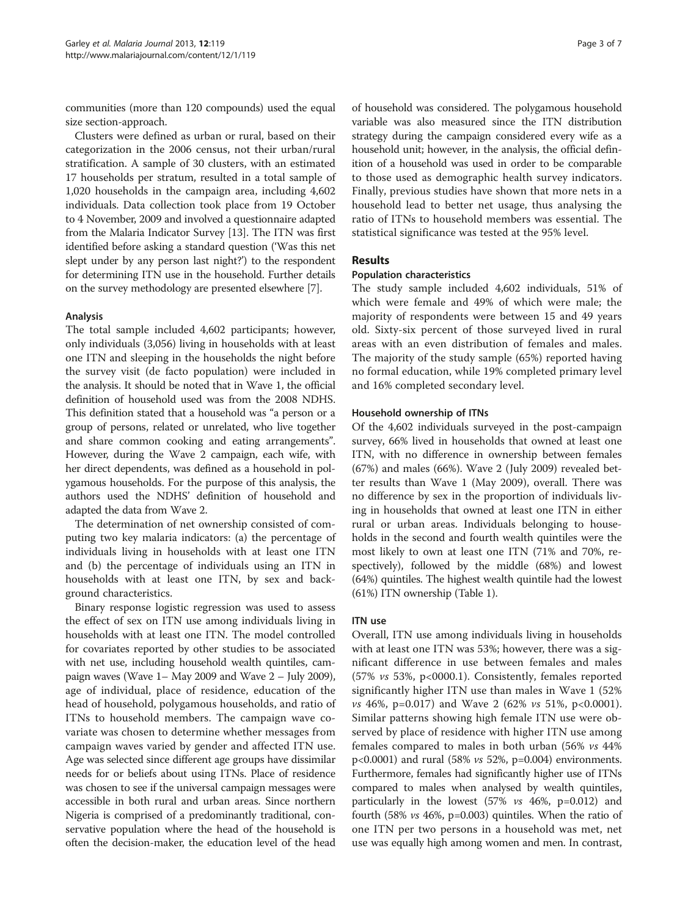communities (more than 120 compounds) used the equal size section-approach.

Clusters were defined as urban or rural, based on their categorization in the 2006 census, not their urban/rural stratification. A sample of 30 clusters, with an estimated 17 households per stratum, resulted in a total sample of 1,020 households in the campaign area, including 4,602 individuals. Data collection took place from 19 October to 4 November, 2009 and involved a questionnaire adapted from the Malaria Indicator Survey [13]. The ITN was first identified before asking a standard question ('Was this net slept under by any person last night?') to the respondent for determining ITN use in the household. Further details on the survey methodology are presented elsewhere [7].

### Analysis

The total sample included 4,602 participants; however, only individuals (3,056) living in households with at least one ITN and sleeping in the households the night before the survey visit (de facto population) were included in the analysis. It should be noted that in Wave 1, the official definition of household used was from the 2008 NDHS. This definition stated that a household was "a person or a group of persons, related or unrelated, who live together and share common cooking and eating arrangements". However, during the Wave 2 campaign, each wife, with her direct dependents, was defined as a household in polygamous households. For the purpose of this analysis, the authors used the NDHS' definition of household and adapted the data from Wave 2.

The determination of net ownership consisted of computing two key malaria indicators: (a) the percentage of individuals living in households with at least one ITN and (b) the percentage of individuals using an ITN in households with at least one ITN, by sex and background characteristics.

Binary response logistic regression was used to assess the effect of sex on ITN use among individuals living in households with at least one ITN. The model controlled for covariates reported by other studies to be associated with net use, including household wealth quintiles, campaign waves (Wave 1– May 2009 and Wave 2 – July 2009), age of individual, place of residence, education of the head of household, polygamous households, and ratio of ITNs to household members. The campaign wave covariate was chosen to determine whether messages from campaign waves varied by gender and affected ITN use. Age was selected since different age groups have dissimilar needs for or beliefs about using ITNs. Place of residence was chosen to see if the universal campaign messages were accessible in both rural and urban areas. Since northern Nigeria is comprised of a predominantly traditional, conservative population where the head of the household is often the decision-maker, the education level of the head of household was considered. The polygamous household variable was also measured since the ITN distribution strategy during the campaign considered every wife as a household unit; however, in the analysis, the official definition of a household was used in order to be comparable to those used as demographic health survey indicators. Finally, previous studies have shown that more nets in a household lead to better net usage, thus analysing the ratio of ITNs to household members was essential. The statistical significance was tested at the 95% level.

## Results

### Population characteristics

The study sample included 4,602 individuals, 51% of which were female and 49% of which were male; the majority of respondents were between 15 and 49 years old. Sixty-six percent of those surveyed lived in rural areas with an even distribution of females and males. The majority of the study sample (65%) reported having no formal education, while 19% completed primary level and 16% completed secondary level.

### Household ownership of ITNs

Of the 4,602 individuals surveyed in the post-campaign survey, 66% lived in households that owned at least one ITN, with no difference in ownership between females (67%) and males (66%). Wave 2 (July 2009) revealed better results than Wave 1 (May 2009), overall. There was no difference by sex in the proportion of individuals living in households that owned at least one ITN in either rural or urban areas. Individuals belonging to households in the second and fourth wealth quintiles were the most likely to own at least one ITN (71% and 70%, respectively), followed by the middle (68%) and lowest (64%) quintiles. The highest wealth quintile had the lowest (61%) ITN ownership (Table 1).

### ITN use

Overall, ITN use among individuals living in households with at least one ITN was 53%; however, there was a significant difference in use between females and males (57% *vs* 53%, p<0000.1). Consistently, females reported significantly higher ITN use than males in Wave 1 (52% *vs* 46%, p=0.017) and Wave 2 (62% *vs* 51%, p<0.0001). Similar patterns showing high female ITN use were observed by place of residence with higher ITN use among females compared to males in both urban (56% *vs* 44% p<0.0001) and rural (58% *vs* 52%, p=0.004) environments. Furthermore, females had significantly higher use of ITNs compared to males when analysed by wealth quintiles, particularly in the lowest (57% *vs* 46%, p=0.012) and fourth (58% *vs* 46%, p=0.003) quintiles. When the ratio of one ITN per two persons in a household was met, net use was equally high among women and men. In contrast,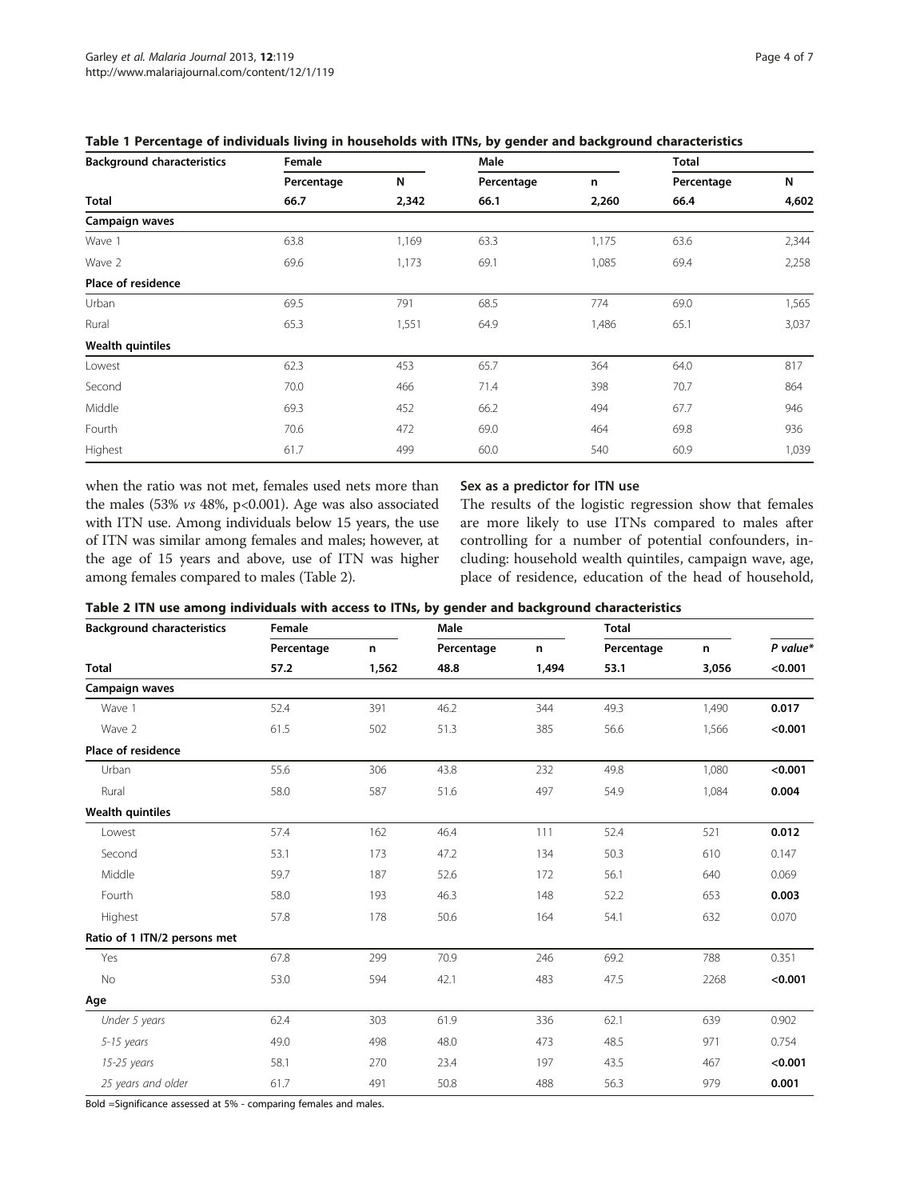**Table 1 Percentage of individuals living in households with ITNs, by gender and background characteristics**

| Background characteristics | Female | | Male | | Total | |
|---|---|---|---|---|---|---|
| | Percentage | N | Percentage | n | Percentage | N |
| **Total** | **66.7** | **2,342** | **66.1** | **2,260** | **66.4** | **4,602** |
| **Campaign waves** | | | | | | |
| Wave 1 | 63.8 | 1,169 | 63.3 | 1,175 | 63.6 | 2,344 |
| Wave 2 | 69.6 | 1,173 | 69.1 | 1,085 | 69.4 | 2,258 |
| **Place of residence** | | | | | | |
| Urban | 69.5 | 791 | 68.5 | 774 | 69.0 | 1,565 |
| Rural | 65.3 | 1,551 | 64.9 | 1,486 | 65.1 | 3,037 |
| **Wealth quintiles** | | | | | | |
| Lowest | 62.3 | 453 | 65.7 | 364 | 64.0 | 817 |
| Second | 70.0 | 466 | 71.4 | 398 | 70.7 | 864 |
| Middle | 69.3 | 452 | 66.2 | 494 | 67.7 | 946 |
| Fourth | 70.6 | 472 | 69.0 | 464 | 69.8 | 936 |
| Highest | 61.7 | 499 | 60.0 | 540 | 60.9 | 1,039 |

when the ratio was not met, females used nets more than the males (53% *vs* 48%, p<0.001). Age was also associated with ITN use. Among individuals below 15 years, the use of ITN was similar among females and males; however, at the age of 15 years and above, use of ITN was higher among females compared to males (Table 2).

### Sex as a predictor for ITN use

The results of the logistic regression show that females are more likely to use ITNs compared to males after controlling for a number of potential confounders, including: household wealth quintiles, campaign wave, age, place of residence, education of the head of household,

**Table 2 ITN use among individuals with access to ITNs, by gender and background characteristics**

| Background characteristics | Female | | Male | | Total | | |
|---|---|---|---|---|---|---|---|
| | Percentage | n | Percentage | n | Percentage | n | *P value\** |
| **Total** | **57.2** | **1,562** | **48.8** | **1,494** | **53.1** | **3,056** | **<0.001** |
| **Campaign waves** | | | | | | | |
| Wave 1 | 52.4 | 391 | 46.2 | 344 | 49.3 | 1,490 | **0.017** |
| Wave 2 | 61.5 | 502 | 51.3 | 385 | 56.6 | 1,566 | **<0.001** |
| **Place of residence** | | | | | | | |
| Urban | 55.6 | 306 | 43.8 | 232 | 49.8 | 1,080 | **<0.001** |
| Rural | 58.0 | 587 | 51.6 | 497 | 54.9 | 1,084 | **0.004** |
| **Wealth quintiles** | | | | | | | |
| Lowest | 57.4 | 162 | 46.4 | 111 | 52.4 | 521 | **0.012** |
| Second | 53.1 | 173 | 47.2 | 134 | 50.3 | 610 | 0.147 |
| Middle | 59.7 | 187 | 52.6 | 172 | 56.1 | 640 | 0.069 |
| Fourth | 58.0 | 193 | 46.3 | 148 | 52.2 | 653 | **0.003** |
| Highest | 57.8 | 178 | 50.6 | 164 | 54.1 | 632 | 0.070 |
| **Ratio of 1 ITN/2 persons met** | | | | | | | |
| Yes | 67.8 | 299 | 70.9 | 246 | 69.2 | 788 | 0.351 |
| No | 53.0 | 594 | 42.1 | 483 | 47.5 | 2268 | **<0.001** |
| **Age** | | | | | | | |
| *Under 5 years* | 62.4 | 303 | 61.9 | 336 | 62.1 | 639 | 0.902 |
| *5-15 years* | 49.0 | 498 | 48.0 | 473 | 48.5 | 971 | 0.754 |
| *15-25 years* | 58.1 | 270 | 23.4 | 197 | 43.5 | 467 | **<0.001** |
| *25 years and older* | 61.7 | 491 | 50.8 | 488 | 56.3 | 979 | **0.001** |

Bold =Significance assessed at 5% - comparing females and males.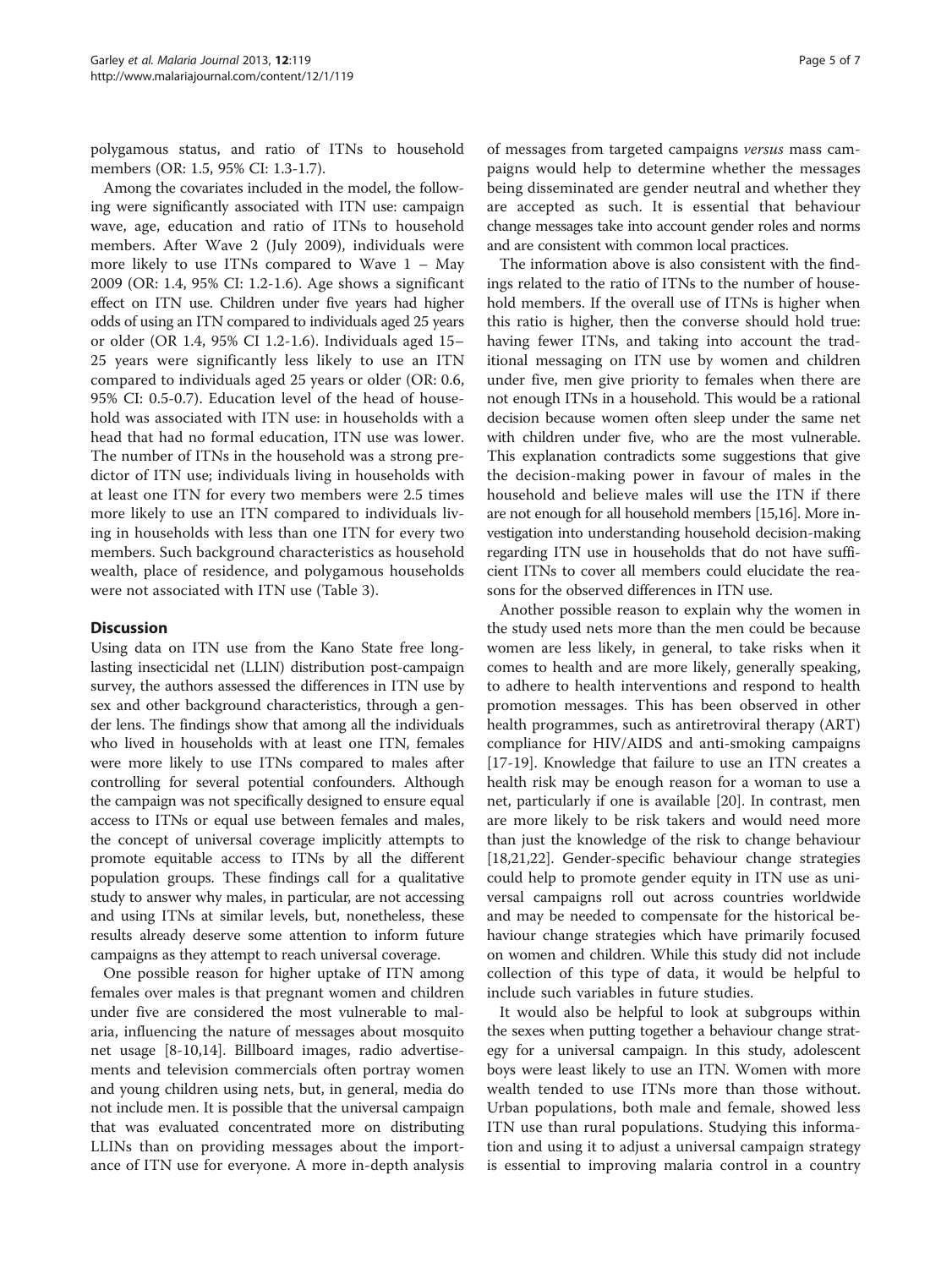polygamous status, and ratio of ITNs to household members (OR: 1.5, 95% CI: 1.3-1.7).

Among the covariates included in the model, the following were significantly associated with ITN use: campaign wave, age, education and ratio of ITNs to household members. After Wave 2 (July 2009), individuals were more likely to use ITNs compared to Wave 1 – May 2009 (OR: 1.4, 95% CI: 1.2-1.6). Age shows a significant effect on ITN use. Children under five years had higher odds of using an ITN compared to individuals aged 25 years or older (OR 1.4, 95% CI 1.2-1.6). Individuals aged 15–25 years were significantly less likely to use an ITN compared to individuals aged 25 years or older (OR: 0.6, 95% CI: 0.5-0.7). Education level of the head of household was associated with ITN use: in households with a head that had no formal education, ITN use was lower. The number of ITNs in the household was a strong predictor of ITN use; individuals living in households with at least one ITN for every two members were 2.5 times more likely to use an ITN compared to individuals living in households with less than one ITN for every two members. Such background characteristics as household wealth, place of residence, and polygamous households were not associated with ITN use (Table 3).

## Discussion

Using data on ITN use from the Kano State free long-lasting insecticidal net (LLIN) distribution post-campaign survey, the authors assessed the differences in ITN use by sex and other background characteristics, through a gender lens. The findings show that among all the individuals who lived in households with at least one ITN, females were more likely to use ITNs compared to males after controlling for several potential confounders. Although the campaign was not specifically designed to ensure equal access to ITNs or equal use between females and males, the concept of universal coverage implicitly attempts to promote equitable access to ITNs by all the different population groups. These findings call for a qualitative study to answer why males, in particular, are not accessing and using ITNs at similar levels, but, nonetheless, these results already deserve some attention to inform future campaigns as they attempt to reach universal coverage.

One possible reason for higher uptake of ITN among females over males is that pregnant women and children under five are considered the most vulnerable to malaria, influencing the nature of messages about mosquito net usage [8-10,14]. Billboard images, radio advertisements and television commercials often portray women and young children using nets, but, in general, media do not include men. It is possible that the universal campaign that was evaluated concentrated more on distributing LLINs than on providing messages about the importance of ITN use for everyone. A more in-depth analysis of messages from targeted campaigns *versus* mass campaigns would help to determine whether the messages being disseminated are gender neutral and whether they are accepted as such. It is essential that behaviour change messages take into account gender roles and norms and are consistent with common local practices.

The information above is also consistent with the findings related to the ratio of ITNs to the number of household members. If the overall use of ITNs is higher when this ratio is higher, then the converse should hold true: having fewer ITNs, and taking into account the traditional messaging on ITN use by women and children under five, men give priority to females when there are not enough ITNs in a household. This would be a rational decision because women often sleep under the same net with children under five, who are the most vulnerable. This explanation contradicts some suggestions that give the decision-making power in favour of males in the household and believe males will use the ITN if there are not enough for all household members [15,16]. More investigation into understanding household decision-making regarding ITN use in households that do not have sufficient ITNs to cover all members could elucidate the reasons for the observed differences in ITN use.

Another possible reason to explain why the women in the study used nets more than the men could be because women are less likely, in general, to take risks when it comes to health and are more likely, generally speaking, to adhere to health interventions and respond to health promotion messages. This has been observed in other health programmes, such as antiretroviral therapy (ART) compliance for HIV/AIDS and anti-smoking campaigns [17-19]. Knowledge that failure to use an ITN creates a health risk may be enough reason for a woman to use a net, particularly if one is available [20]. In contrast, men are more likely to be risk takers and would need more than just the knowledge of the risk to change behaviour [18,21,22]. Gender-specific behaviour change strategies could help to promote gender equity in ITN use as universal campaigns roll out across countries worldwide and may be needed to compensate for the historical behaviour change strategies which have primarily focused on women and children. While this study did not include collection of this type of data, it would be helpful to include such variables in future studies.

It would also be helpful to look at subgroups within the sexes when putting together a behaviour change strategy for a universal campaign. In this study, adolescent boys were least likely to use an ITN. Women with more wealth tended to use ITNs more than those without. Urban populations, both male and female, showed less ITN use than rural populations. Studying this information and using it to adjust a universal campaign strategy is essential to improving malaria control in a country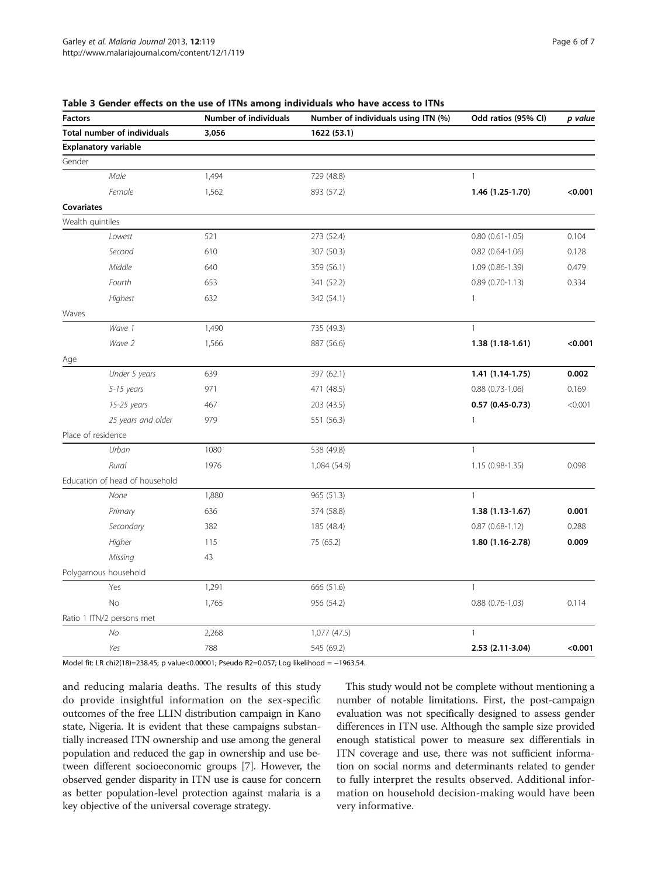**Table 3 Gender effects on the use of ITNs among individuals who have access to ITNs**

| Factors | Number of individuals | Number of individuals using ITN (%) | Odd ratios (95% CI) | *p value* |
|---|---|---|---|---|
| **Total number of individuals** | **3,056** | **1622 (53.1)** | | |
| **Explanatory variable** | | | | |
| Gender | | | | |
| *Male* | 1,494 | 729 (48.8) | 1 | |
| *Female* | 1,562 | 893 (57.2) | **1.46 (1.25-1.70)** | **<0.001** |
| **Covariates** | | | | |
| Wealth quintiles | | | | |
| *Lowest* | 521 | 273 (52.4) | 0.80 (0.61-1.05) | 0.104 |
| *Second* | 610 | 307 (50.3) | 0.82 (0.64-1.06) | 0.128 |
| *Middle* | 640 | 359 (56.1) | 1.09 (0.86-1.39) | 0.479 |
| *Fourth* | 653 | 341 (52.2) | 0.89 (0.70-1.13) | 0.334 |
| *Highest* | 632 | 342 (54.1) | 1 | |
| Waves | | | | |
| *Wave 1* | 1,490 | 735 (49.3) | 1 | |
| *Wave 2* | 1,566 | 887 (56.6) | **1.38 (1.18-1.61)** | **<0.001** |
| Age | | | | |
| *Under 5 years* | 639 | 397 (62.1) | **1.41 (1.14-1.75)** | **0.002** |
| *5-15 years* | 971 | 471 (48.5) | 0.88 (0.73-1.06) | 0.169 |
| *15-25 years* | 467 | 203 (43.5) | **0.57 (0.45-0.73)** | <0.001 |
| *25 years and older* | 979 | 551 (56.3) | 1 | |
| Place of residence | | | | |
| *Urban* | 1080 | 538 (49.8) | 1 | |
| *Rural* | 1976 | 1,084 (54.9) | 1.15 (0.98-1.35) | 0.098 |
| Education of head of household | | | | |
| *None* | 1,880 | 965 (51.3) | 1 | |
| *Primary* | 636 | 374 (58.8) | **1.38 (1.13-1.67)** | **0.001** |
| *Secondary* | 382 | 185 (48.4) | 0.87 (0.68-1.12) | 0.288 |
| *Higher* | 115 | 75 (65.2) | **1.80 (1.16-2.78)** | **0.009** |
| *Missing* | 43 | | | |
| Polygamous household | | | | |
| Yes | 1,291 | 666 (51.6) | 1 | |
| No | 1,765 | 956 (54.2) | 0.88 (0.76-1.03) | 0.114 |
| Ratio 1 ITN/2 persons met | | | | |
| *No* | 2,268 | 1,077 (47.5) | 1 | |
| *Yes* | 788 | 545 (69.2) | **2.53 (2.11-3.04)** | **<0.001** |

Model fit: LR chi2(18)=238.45; p value<0.00001; Pseudo R2=0.057; Log likelihood = −1963.54.

and reducing malaria deaths. The results of this study do provide insightful information on the sex-specific outcomes of the free LLIN distribution campaign in Kano state, Nigeria. It is evident that these campaigns substantially increased ITN ownership and use among the general population and reduced the gap in ownership and use between different socioeconomic groups [7]. However, the observed gender disparity in ITN use is cause for concern as better population-level protection against malaria is a key objective of the universal coverage strategy.

This study would not be complete without mentioning a number of notable limitations. First, the post-campaign evaluation was not specifically designed to assess gender differences in ITN use. Although the sample size provided enough statistical power to measure sex differentials in ITN coverage and use, there was not sufficient information on social norms and determinants related to gender to fully interpret the results observed. Additional information on household decision-making would have been very informative.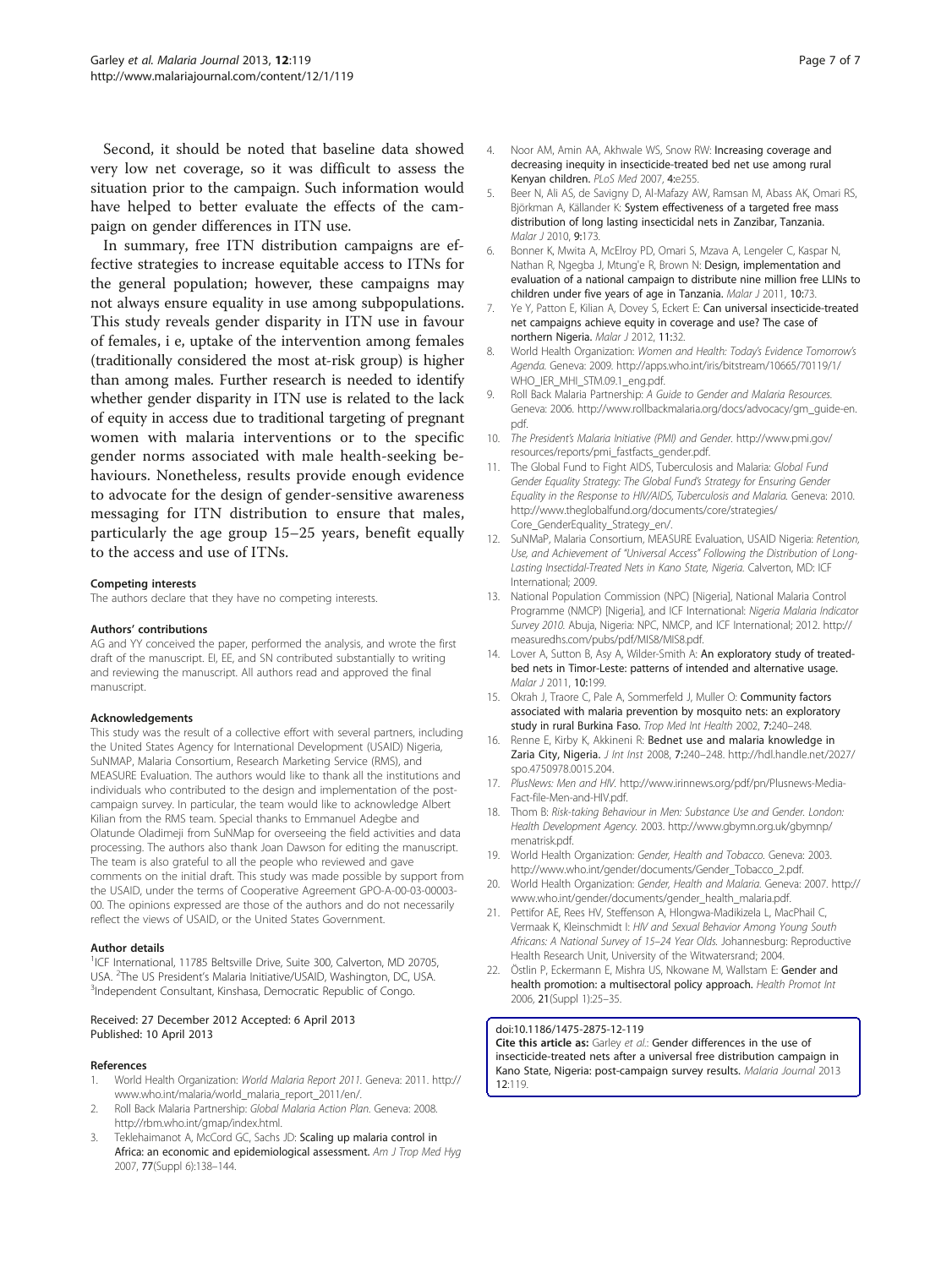Second, it should be noted that baseline data showed very low net coverage, so it was difficult to assess the situation prior to the campaign. Such information would have helped to better evaluate the effects of the campaign on gender differences in ITN use.

In summary, free ITN distribution campaigns are effective strategies to increase equitable access to ITNs for the general population; however, these campaigns may not always ensure equality in use among subpopulations. This study reveals gender disparity in ITN use in favour of females, i e, uptake of the intervention among females (traditionally considered the most at-risk group) is higher than among males. Further research is needed to identify whether gender disparity in ITN use is related to the lack of equity in access due to traditional targeting of pregnant women with malaria interventions or to the specific gender norms associated with male health-seeking behaviours. Nonetheless, results provide enough evidence to advocate for the design of gender-sensitive awareness messaging for ITN distribution to ensure that males, particularly the age group 15–25 years, benefit equally to the access and use of ITNs.

#### Competing interests
The authors declare that they have no competing interests.

#### Authors' contributions
AG and YY conceived the paper, performed the analysis, and wrote the first draft of the manuscript. EI, EE, and SN contributed substantially to writing and reviewing the manuscript. All authors read and approved the final manuscript.

#### Acknowledgements
This study was the result of a collective effort with several partners, including the United States Agency for International Development (USAID) Nigeria, SuNMAP, Malaria Consortium, Research Marketing Service (RMS), and MEASURE Evaluation. The authors would like to thank all the institutions and individuals who contributed to the design and implementation of the post-campaign survey. In particular, the team would like to acknowledge Albert Kilian from the RMS team. Special thanks to Emmanuel Adegbe and Olatunde Oladimeji from SuNMap for overseeing the field activities and data processing. The authors also thank Joan Dawson for editing the manuscript. The team is also grateful to all the people who reviewed and gave comments on the initial draft. This study was made possible by support from the USAID, under the terms of Cooperative Agreement GPO-A-00-03-00003-00. The opinions expressed are those of the authors and do not necessarily reflect the views of USAID, or the United States Government.

#### Author details
[1]ICF International, 11785 Beltsville Drive, Suite 300, Calverton, MD 20705, USA. [2]The US President's Malaria Initiative/USAID, Washington, DC, USA. [3]Independent Consultant, Kinshasa, Democratic Republic of Congo.

Received: 27 December 2012 Accepted: 6 April 2013
Published: 10 April 2013

#### References
1. World Health Organization: *World Malaria Report 2011*. Geneva: 2011. http://www.who.int/malaria/world_malaria_report_2011/en/.
2. Roll Back Malaria Partnership: *Global Malaria Action Plan*. Geneva: 2008. http://rbm.who.int/gmap/index.html.
3. Teklehaimanot A, McCord GC, Sachs JD: **Scaling up malaria control in Africa: an economic and epidemiological assessment.** *Am J Trop Med Hyg* 2007, **77**(Suppl 6):138–144.
4. Noor AM, Amin AA, Akhwale WS, Snow RW: **Increasing coverage and decreasing inequity in insecticide-treated bed net use among rural Kenyan children.** *PLoS Med* 2007, **4:**e255.
5. Beer N, Ali AS, de Savigny D, Al-Mafazy AW, Ramsan M, Abass AK, Omari RS, Björkman A, Källander K: **System effectiveness of a targeted free mass distribution of long lasting insecticidal nets in Zanzibar, Tanzania.** *Malar J* 2010, **9:**173.
6. Bonner K, Mwita A, McElroy PD, Omari S, Mzava A, Lengeler C, Kaspar N, Nathan R, Ngegba J, Mtung'e R, Brown N: **Design, implementation and evaluation of a national campaign to distribute nine million free LLINs to children under five years of age in Tanzania.** *Malar J* 2011, **10:**73.
7. Ye Y, Patton E, Kilian A, Dovey S, Eckert E: **Can universal insecticide-treated net campaigns achieve equity in coverage and use? The case of northern Nigeria.** *Malar J* 2012, **11:**32.
8. World Health Organization: *Women and Health: Today's Evidence Tomorrow's Agenda.* Geneva: 2009. http://apps.who.int/iris/bitstream/10665/70119/1/WHO_IER_MHI_STM.09.1_eng.pdf.
9. Roll Back Malaria Partnership: *A Guide to Gender and Malaria Resources.* Geneva: 2006. http://www.rollbackmalaria.org/docs/advocacy/gm_guide-en.pdf.
10. *The President's Malaria Initiative (PMI) and Gender.* http://www.pmi.gov/resources/reports/pmi_fastfacts_gender.pdf.
11. The Global Fund to Fight AIDS, Tuberculosis and Malaria: *Global Fund Gender Equality Strategy: The Global Fund's Strategy for Ensuring Gender Equality in the Response to HIV/AIDS, Tuberculosis and Malaria.* Geneva: 2010. http://www.theglobalfund.org/documents/core/strategies/Core_GenderEquality_Strategy_en/.
12. SuNMaP, Malaria Consortium, MEASURE Evaluation, USAID Nigeria: *Retention, Use, and Achievement of "Universal Access" Following the Distribution of Long-Lasting Insectidal-Treated Nets in Kano State, Nigeria.* Calverton, MD: ICF International; 2009.
13. National Population Commission (NPC) [Nigeria], National Malaria Control Programme (NMCP) [Nigeria], and ICF International: *Nigeria Malaria Indicator Survey 2010.* Abuja, Nigeria: NPC, NMCP, and ICF International; 2012. http://measuredhs.com/pubs/pdf/MIS8/MIS8.pdf.
14. Lover A, Sutton B, Asy A, Wilder-Smith A: **An exploratory study of treated-bed nets in Timor-Leste: patterns of intended and alternative usage.** *Malar J* 2011, **10:**199.
15. Okrah J, Traore C, Pale A, Sommerfeld J, Muller O: **Community factors associated with malaria prevention by mosquito nets: an exploratory study in rural Burkina Faso.** *Trop Med Int Health* 2002, **7:**240–248.
16. Renne E, Kirby K, Akkineni R: **Bednet use and malaria knowledge in Zaria City, Nigeria.** *J Int Inst* 2008, **7:**240–248. http://hdl.handle.net/2027/spo.4750978.0015.204.
17. *PlusNews: Men and HIV.* http://www.irinnews.org/pdf/pn/Plusnews-Media-Fact-file-Men-and-HIV.pdf.
18. Thom B: *Risk-taking Behaviour in Men: Substance Use and Gender. London: Health Development Agency.* 2003. http://www.gbymn.org.uk/gbymnp/menatrisk.pdf.
19. World Health Organization: *Gender, Health and Tobacco.* Geneva: 2003. http://www.who.int/gender/documents/Gender_Tobacco_2.pdf.
20. World Health Organization: *Gender, Health and Malaria.* Geneva: 2007. http://www.who.int/gender/documents/gender_health_malaria.pdf.
21. Pettifor AE, Rees HV, Steffenson A, Hlongwa-Madikizela L, MacPhail C, Vermaak K, Kleinschmidt I: *HIV and Sexual Behavior Among Young South Africans: A National Survey of 15–24 Year Olds.* Johannesburg: Reproductive Health Research Unit, University of the Witwatersrand; 2004.
22. Östlin P, Eckermann E, Mishra US, Nkowane M, Wallstam E: **Gender and health promotion: a multisectoral policy approach.** *Health Promot Int* 2006, **21**(Suppl 1):25–35.

doi:10.1186/1475-2875-12-119
**Cite this article as:** Garley *et al.*: Gender differences in the use of insecticide-treated nets after a universal free distribution campaign in Kano State, Nigeria: post-campaign survey results. *Malaria Journal* 2013 **12**:119.